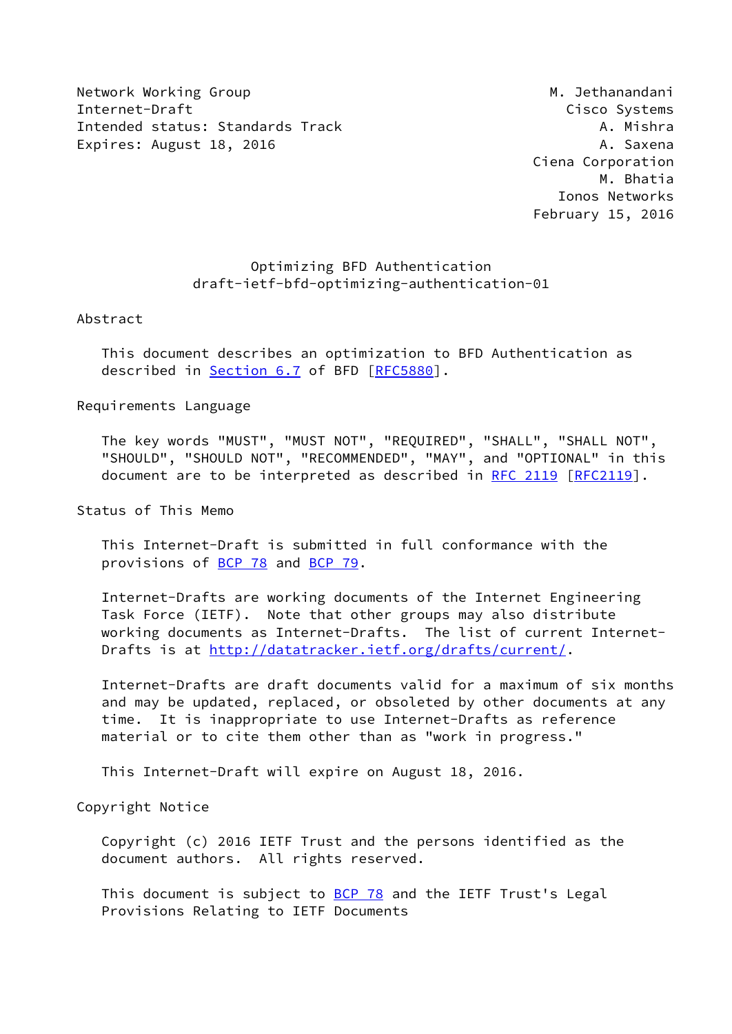Network Working Group M. Jethanandani
Internet-Draft Cisco Systems
Intended status: Standards Track A. Mishra
Expires: August 18, 2016 A. Saxena
Ciena Corporation
M. Bhatia
Ionos Networks
February 15, 2016

# Optimizing BFD Authentication
## draft-ietf-bfd-optimizing-authentication-01

## Abstract

This document describes an optimization to BFD Authentication as described in Section 6.7 of BFD [RFC5880].

## Requirements Language

The key words "MUST", "MUST NOT", "REQUIRED", "SHALL", "SHALL NOT", "SHOULD", "SHOULD NOT", "RECOMMENDED", "MAY", and "OPTIONAL" in this document are to be interpreted as described in RFC 2119 [RFC2119].

## Status of This Memo

This Internet-Draft is submitted in full conformance with the provisions of BCP 78 and BCP 79.

Internet-Drafts are working documents of the Internet Engineering Task Force (IETF). Note that other groups may also distribute working documents as Internet-Drafts. The list of current Internet-Drafts is at http://datatracker.ietf.org/drafts/current/.

Internet-Drafts are draft documents valid for a maximum of six months and may be updated, replaced, or obsoleted by other documents at any time. It is inappropriate to use Internet-Drafts as reference material or to cite them other than as "work in progress."

This Internet-Draft will expire on August 18, 2016.

## Copyright Notice

Copyright (c) 2016 IETF Trust and the persons identified as the document authors. All rights reserved.

This document is subject to BCP 78 and the IETF Trust's Legal Provisions Relating to IETF Documents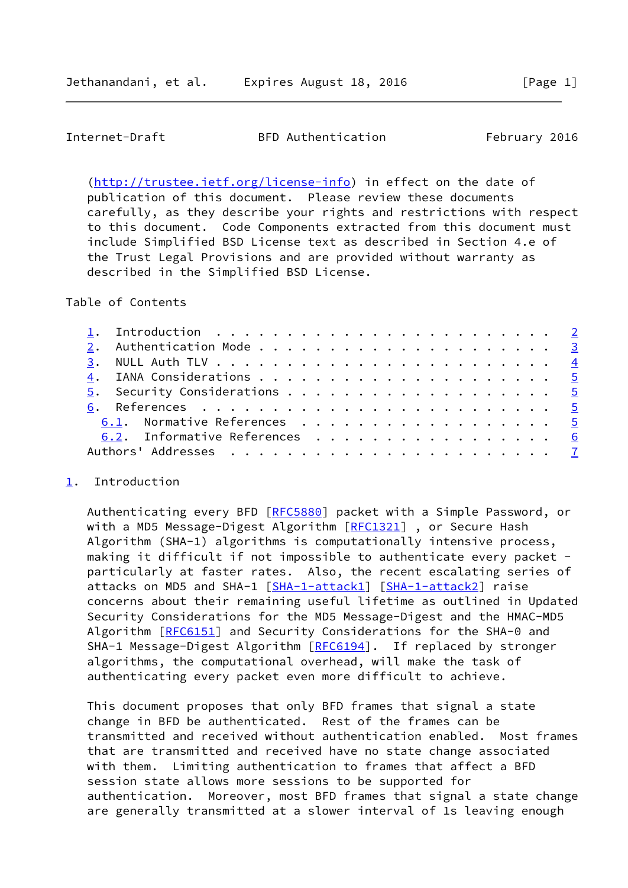(http://trustee.ietf.org/license-info) in effect on the date of publication of this document. Please review these documents carefully, as they describe your rights and restrictions with respect to this document. Code Components extracted from this document must include Simplified BSD License text as described in Section 4.e of the Trust Legal Provisions and are provided without warranty as described in the Simplified BSD License.

Table of Contents

1. Introduction . . . . . . . . . . . . . . . . . . . . . . . . 2
2. Authentication Mode . . . . . . . . . . . . . . . . . . . . . 3
3. NULL Auth TLV . . . . . . . . . . . . . . . . . . . . . . . . 4
4. IANA Considerations . . . . . . . . . . . . . . . . . . . . . 5
5. Security Considerations . . . . . . . . . . . . . . . . . . . 5
6. References . . . . . . . . . . . . . . . . . . . . . . . . . 5
   6.1. Normative References . . . . . . . . . . . . . . . . . . 5
   6.2. Informative References . . . . . . . . . . . . . . . . . 6
Authors' Addresses . . . . . . . . . . . . . . . . . . . . . . . 7

## 1. Introduction

Authenticating every BFD [RFC5880] packet with a Simple Password, or with a MD5 Message-Digest Algorithm [RFC1321] , or Secure Hash Algorithm (SHA-1) algorithms is computationally intensive process, making it difficult if not impossible to authenticate every packet - particularly at faster rates. Also, the recent escalating series of attacks on MD5 and SHA-1 [SHA-1-attack1] [SHA-1-attack2] raise concerns about their remaining useful lifetime as outlined in Updated Security Considerations for the MD5 Message-Digest and the HMAC-MD5 Algorithm [RFC6151] and Security Considerations for the SHA-0 and SHA-1 Message-Digest Algorithm [RFC6194]. If replaced by stronger algorithms, the computational overhead, will make the task of authenticating every packet even more difficult to achieve.

This document proposes that only BFD frames that signal a state change in BFD be authenticated. Rest of the frames can be transmitted and received without authentication enabled. Most frames that are transmitted and received have no state change associated with them. Limiting authentication to frames that affect a BFD session state allows more sessions to be supported for authentication. Moreover, most BFD frames that signal a state change are generally transmitted at a slower interval of 1s leaving enough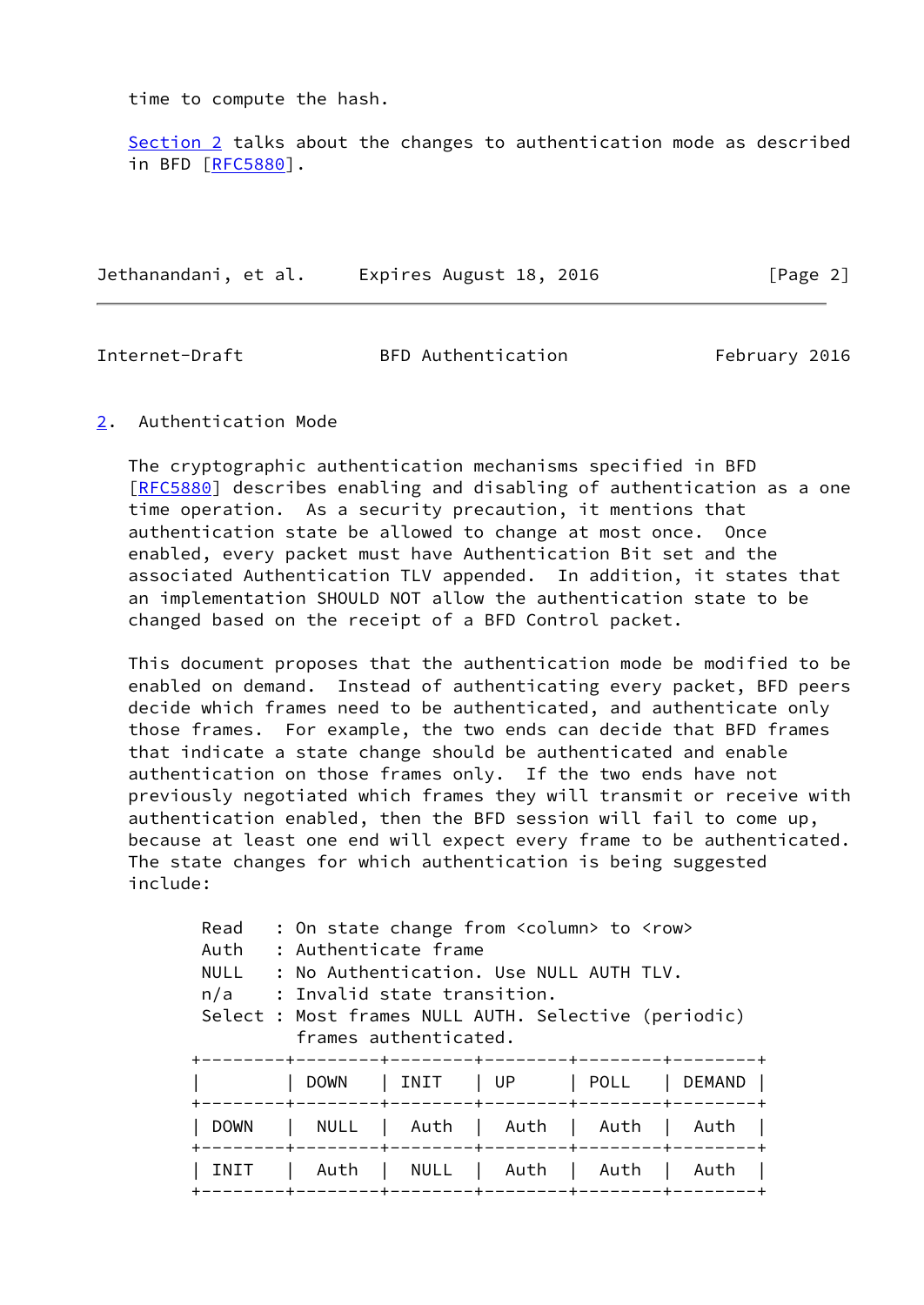time to compute the hash.

Section 2 talks about the changes to authentication mode as described in BFD [RFC5880].

## 2. Authentication Mode

The cryptographic authentication mechanisms specified in BFD [RFC5880] describes enabling and disabling of authentication as a one time operation. As a security precaution, it mentions that authentication state be allowed to change at most once. Once enabled, every packet must have Authentication Bit set and the associated Authentication TLV appended. In addition, it states that an implementation SHOULD NOT allow the authentication state to be changed based on the receipt of a BFD Control packet.

This document proposes that the authentication mode be modified to be enabled on demand. Instead of authenticating every packet, BFD peers decide which frames need to be authenticated, and authenticate only those frames. For example, the two ends can decide that BFD frames that indicate a state change should be authenticated and enable authentication on those frames only. If the two ends have not previously negotiated which frames they will transmit or receive with authentication enabled, then the BFD session will fail to come up, because at least one end will expect every frame to be authenticated. The state changes for which authentication is being suggested include:

```
Read   : On state change from <column> to <row>
Auth   : Authenticate frame
NULL   : No Authentication. Use NULL AUTH TLV.
n/a    : Invalid state transition.
Select : Most frames NULL AUTH. Selective (periodic)
         frames authenticated.
```

| | DOWN | INIT | UP | POLL | DEMAND |
|---|---|---|---|---|---|
| DOWN | NULL | Auth | Auth | Auth | Auth |
| INIT | Auth | NULL | Auth | Auth | Auth |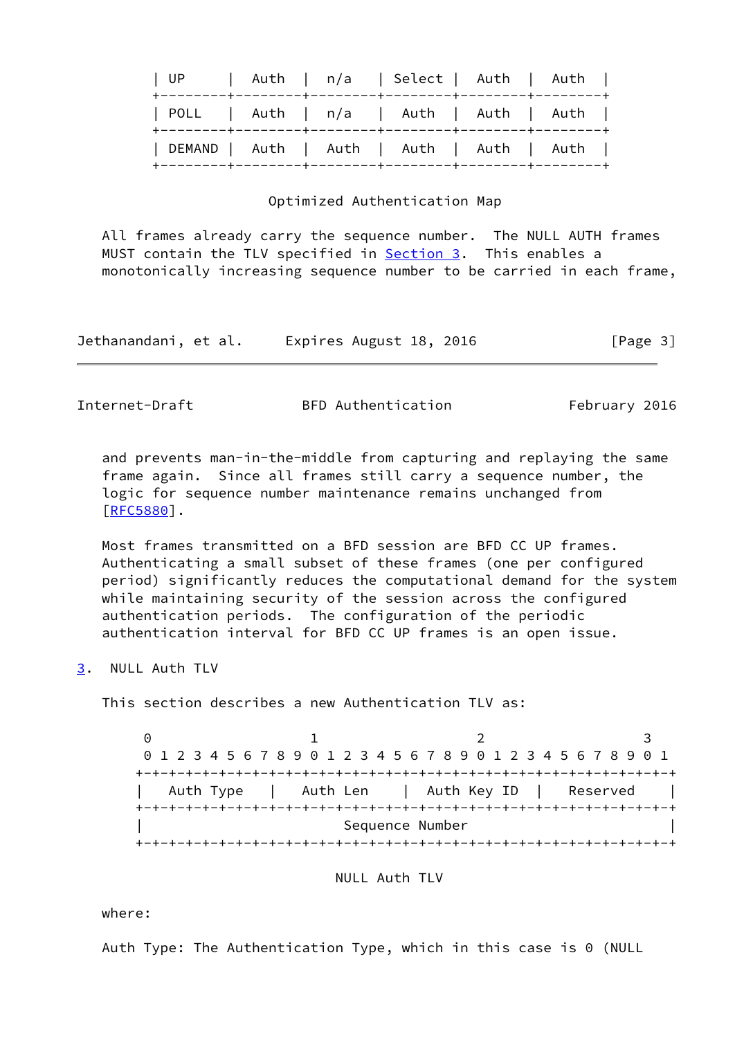| UP | Auth | n/a | Select | Auth | Auth |
|---|---|---|---|---|---|
| POLL | Auth | n/a | Auth | Auth | Auth |
| DEMAND | Auth | Auth | Auth | Auth | Auth |

Optimized Authentication Map

All frames already carry the sequence number. The NULL AUTH frames MUST contain the TLV specified in Section 3. This enables a monotonically increasing sequence number to be carried in each frame, and prevents man-in-the-middle from capturing and replaying the same frame again. Since all frames still carry a sequence number, the logic for sequence number maintenance remains unchanged from [RFC5880].

Most frames transmitted on a BFD session are BFD CC UP frames. Authenticating a small subset of these frames (one per configured period) significantly reduces the computational demand for the system while maintaining security of the session across the configured authentication periods. The configuration of the periodic authentication interval for BFD CC UP frames is an open issue.

## 3. NULL Auth TLV

This section describes a new Authentication TLV as:

```
 0                   1                   2                   3
 0 1 2 3 4 5 6 7 8 9 0 1 2 3 4 5 6 7 8 9 0 1 2 3 4 5 6 7 8 9 0 1
+-+-+-+-+-+-+-+-+-+-+-+-+-+-+-+-+-+-+-+-+-+-+-+-+-+-+-+-+-+-+-+-+
|   Auth Type   |   Auth Len    |  Auth Key ID  |   Reserved    |
+-+-+-+-+-+-+-+-+-+-+-+-+-+-+-+-+-+-+-+-+-+-+-+-+-+-+-+-+-+-+-+-+
|                        Sequence Number                        |
+-+-+-+-+-+-+-+-+-+-+-+-+-+-+-+-+-+-+-+-+-+-+-+-+-+-+-+-+-+-+-+-+
```

NULL Auth TLV

where:

Auth Type: The Authentication Type, which in this case is 0 (NULL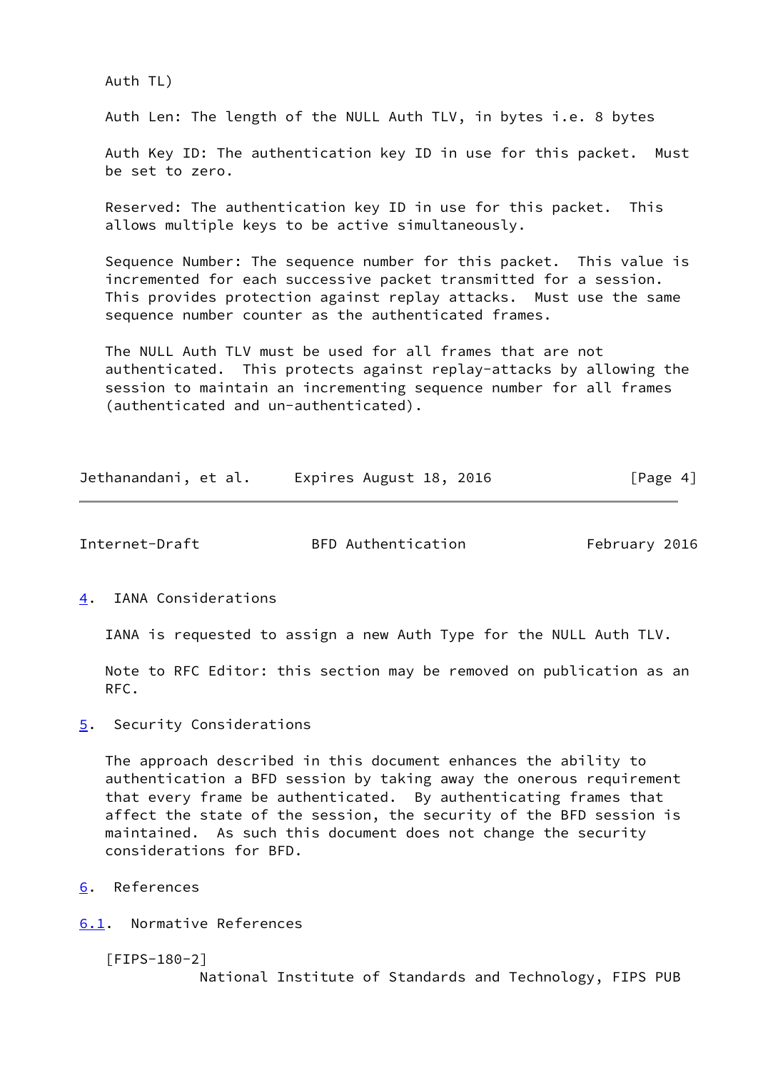Auth TL)

Auth Len: The length of the NULL Auth TLV, in bytes i.e. 8 bytes

Auth Key ID: The authentication key ID in use for this packet. Must be set to zero.

Reserved: The authentication key ID in use for this packet. This allows multiple keys to be active simultaneously.

Sequence Number: The sequence number for this packet. This value is incremented for each successive packet transmitted for a session. This provides protection against replay attacks. Must use the same sequence number counter as the authenticated frames.

The NULL Auth TLV must be used for all frames that are not authenticated. This protects against replay-attacks by allowing the session to maintain an incrementing sequence number for all frames (authenticated and un-authenticated).

## 4. IANA Considerations

IANA is requested to assign a new Auth Type for the NULL Auth TLV.

Note to RFC Editor: this section may be removed on publication as an RFC.

## 5. Security Considerations

The approach described in this document enhances the ability to authentication a BFD session by taking away the onerous requirement that every frame be authenticated. By authenticating frames that affect the state of the session, the security of the BFD session is maintained. As such this document does not change the security considerations for BFD.

## 6. References

### 6.1. Normative References

[FIPS-180-2]
National Institute of Standards and Technology, FIPS PUB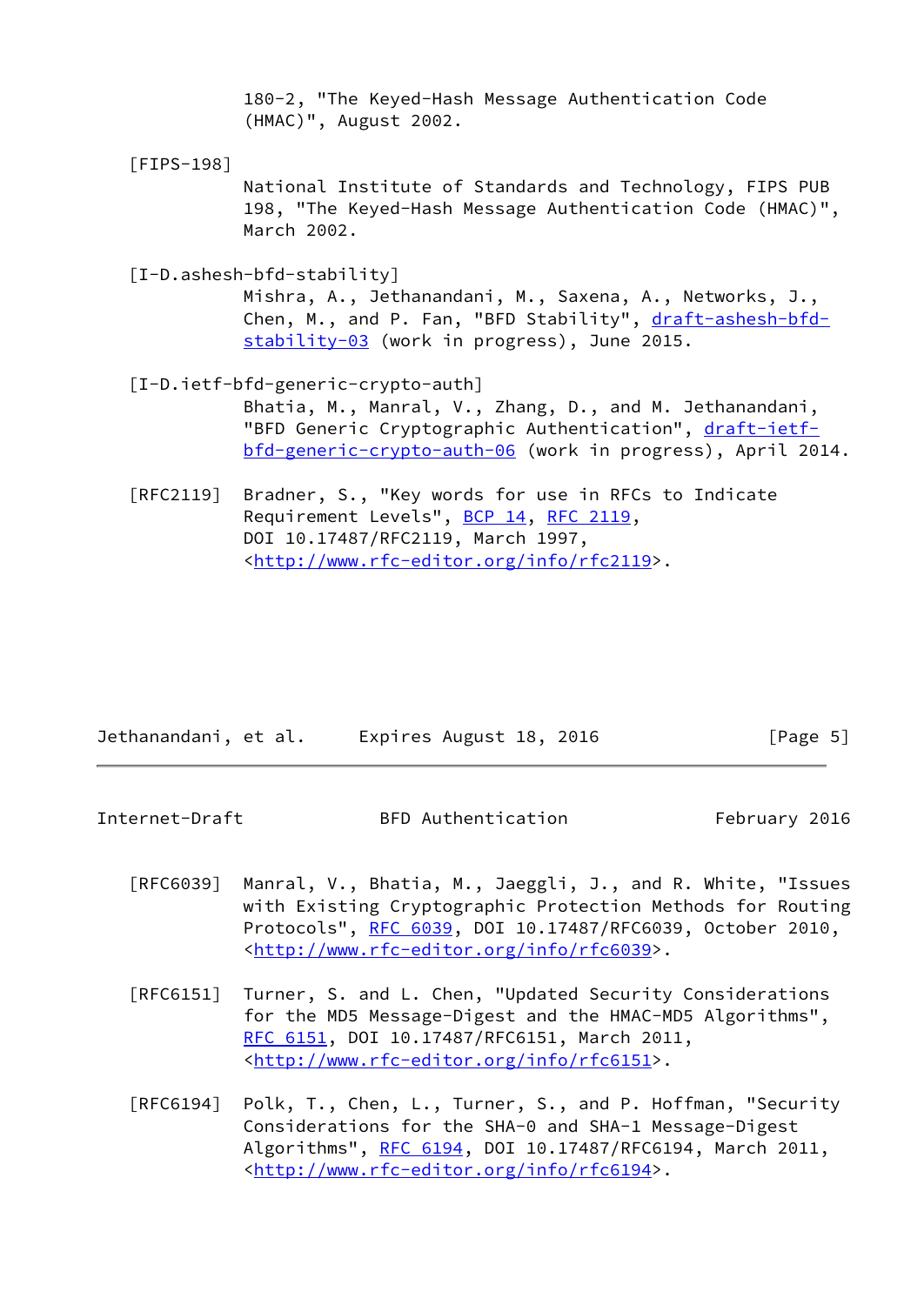180-2, "The Keyed-Hash Message Authentication Code (HMAC)", August 2002.

[FIPS-198]
National Institute of Standards and Technology, FIPS PUB 198, "The Keyed-Hash Message Authentication Code (HMAC)", March 2002.

[I-D.ashesh-bfd-stability]
Mishra, A., Jethanandani, M., Saxena, A., Networks, J., Chen, M., and P. Fan, "BFD Stability", draft-ashesh-bfd-stability-03 (work in progress), June 2015.

[I-D.ietf-bfd-generic-crypto-auth]
Bhatia, M., Manral, V., Zhang, D., and M. Jethanandani, "BFD Generic Cryptographic Authentication", draft-ietf-bfd-generic-crypto-auth-06 (work in progress), April 2014.

[RFC2119] Bradner, S., "Key words for use in RFCs to Indicate Requirement Levels", BCP 14, RFC 2119, DOI 10.17487/RFC2119, March 1997, <http://www.rfc-editor.org/info/rfc2119>.

[RFC6039] Manral, V., Bhatia, M., Jaeggli, J., and R. White, "Issues with Existing Cryptographic Protection Methods for Routing Protocols", RFC 6039, DOI 10.17487/RFC6039, October 2010, <http://www.rfc-editor.org/info/rfc6039>.

[RFC6151] Turner, S. and L. Chen, "Updated Security Considerations for the MD5 Message-Digest and the HMAC-MD5 Algorithms", RFC 6151, DOI 10.17487/RFC6151, March 2011, <http://www.rfc-editor.org/info/rfc6151>.

[RFC6194] Polk, T., Chen, L., Turner, S., and P. Hoffman, "Security Considerations for the SHA-0 and SHA-1 Message-Digest Algorithms", RFC 6194, DOI 10.17487/RFC6194, March 2011, <http://www.rfc-editor.org/info/rfc6194>.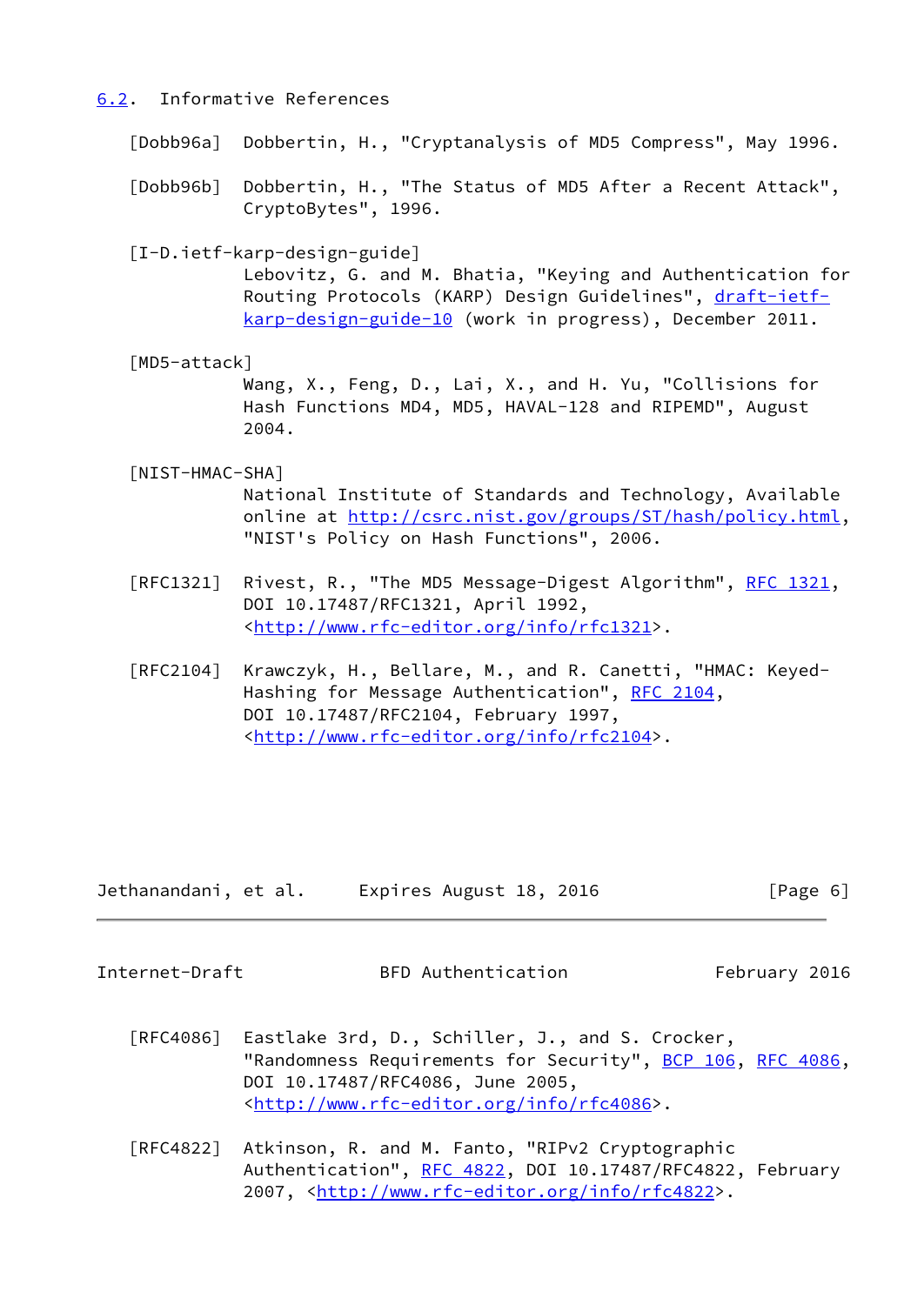### 6.2. Informative References

[Dobb96a] Dobbertin, H., "Cryptanalysis of MD5 Compress", May 1996.

[Dobb96b] Dobbertin, H., "The Status of MD5 After a Recent Attack", CryptoBytes", 1996.

[I-D.ietf-karp-design-guide] Lebovitz, G. and M. Bhatia, "Keying and Authentication for Routing Protocols (KARP) Design Guidelines", draft-ietf-karp-design-guide-10 (work in progress), December 2011.

[MD5-attack] Wang, X., Feng, D., Lai, X., and H. Yu, "Collisions for Hash Functions MD4, MD5, HAVAL-128 and RIPEMD", August 2004.

[NIST-HMAC-SHA] National Institute of Standards and Technology, Available online at http://csrc.nist.gov/groups/ST/hash/policy.html, "NIST's Policy on Hash Functions", 2006.

[RFC1321] Rivest, R., "The MD5 Message-Digest Algorithm", RFC 1321, DOI 10.17487/RFC1321, April 1992, <http://www.rfc-editor.org/info/rfc1321>.

[RFC2104] Krawczyk, H., Bellare, M., and R. Canetti, "HMAC: Keyed-Hashing for Message Authentication", RFC 2104, DOI 10.17487/RFC2104, February 1997, <http://www.rfc-editor.org/info/rfc2104>.

[RFC4086] Eastlake 3rd, D., Schiller, J., and S. Crocker, "Randomness Requirements for Security", BCP 106, RFC 4086, DOI 10.17487/RFC4086, June 2005, <http://www.rfc-editor.org/info/rfc4086>.

[RFC4822] Atkinson, R. and M. Fanto, "RIPv2 Cryptographic Authentication", RFC 4822, DOI 10.17487/RFC4822, February 2007, <http://www.rfc-editor.org/info/rfc4822>.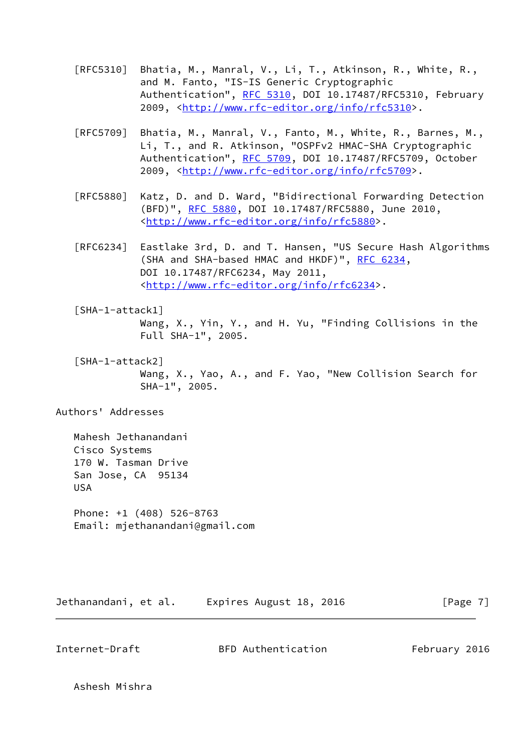[RFC5310] Bhatia, M., Manral, V., Li, T., Atkinson, R., White, R., and M. Fanto, "IS-IS Generic Cryptographic Authentication", RFC 5310, DOI 10.17487/RFC5310, February 2009, <http://www.rfc-editor.org/info/rfc5310>.

[RFC5709] Bhatia, M., Manral, V., Fanto, M., White, R., Barnes, M., Li, T., and R. Atkinson, "OSPFv2 HMAC-SHA Cryptographic Authentication", RFC 5709, DOI 10.17487/RFC5709, October 2009, <http://www.rfc-editor.org/info/rfc5709>.

[RFC5880] Katz, D. and D. Ward, "Bidirectional Forwarding Detection (BFD)", RFC 5880, DOI 10.17487/RFC5880, June 2010, <http://www.rfc-editor.org/info/rfc5880>.

[RFC6234] Eastlake 3rd, D. and T. Hansen, "US Secure Hash Algorithms (SHA and SHA-based HMAC and HKDF)", RFC 6234, DOI 10.17487/RFC6234, May 2011, <http://www.rfc-editor.org/info/rfc6234>.

[SHA-1-attack1] Wang, X., Yin, Y., and H. Yu, "Finding Collisions in the Full SHA-1", 2005.

[SHA-1-attack2] Wang, X., Yao, A., and F. Yao, "New Collision Search for SHA-1", 2005.

## Authors' Addresses

Mahesh Jethanandani
Cisco Systems
170 W. Tasman Drive
San Jose, CA 95134
USA

Phone: +1 (408) 526-8763
Email: mjethanandani@gmail.com

Ashesh Mishra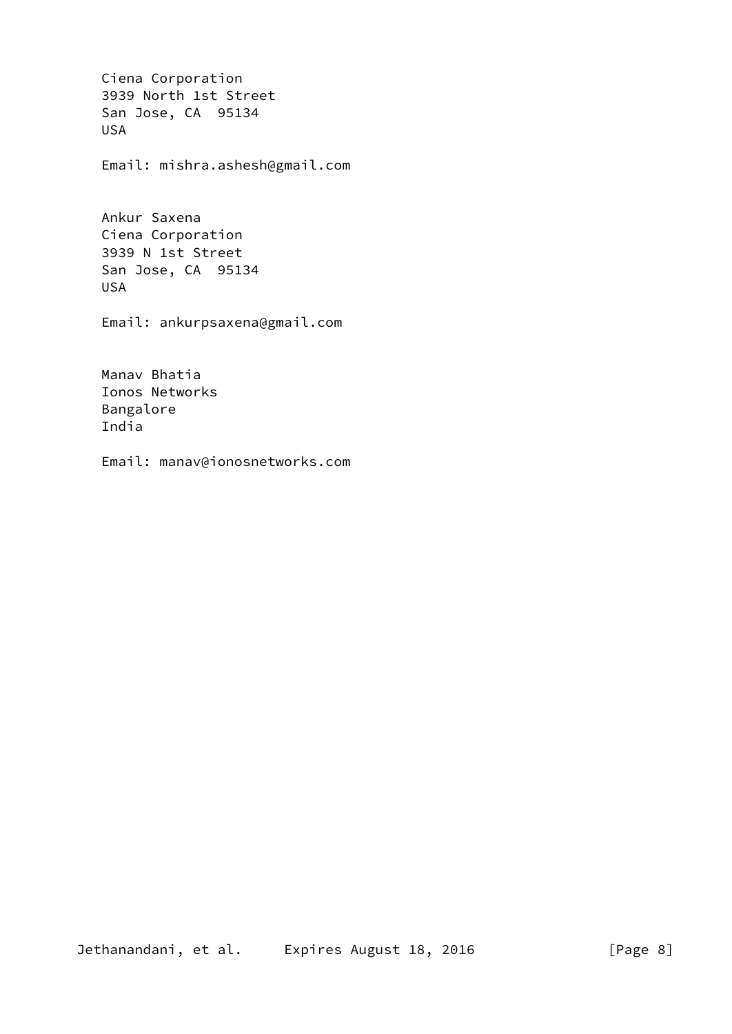Ciena Corporation
3939 North 1st Street
San Jose, CA  95134
USA

Email: mishra.ashesh@gmail.com

Ankur Saxena
Ciena Corporation
3939 N 1st Street
San Jose, CA  95134
USA

Email: ankurpsaxena@gmail.com

Manav Bhatia
Ionos Networks
Bangalore
India

Email: manav@ionosnetworks.com